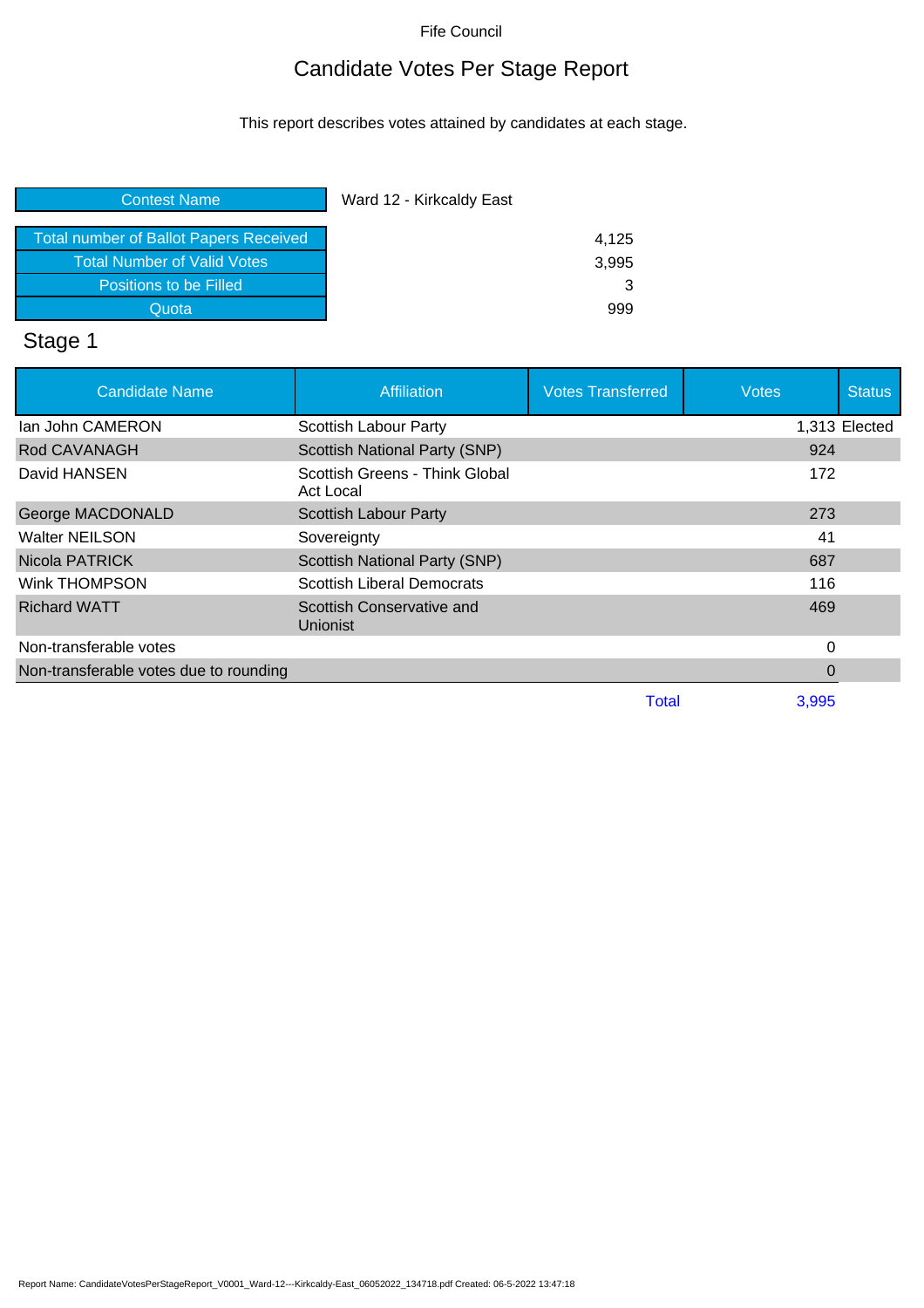Fife Council

# Candidate Votes Per Stage Report

This report describes votes attained by candidates at each stage.

| Contest Name | Ward 12 - Kirkcaldy East |
|---|---|
| Total number of Ballot Papers Received | 4,125 |
| Total Number of Valid Votes | 3,995 |
| Positions to be Filled | 3 |
| Quota | 999 |

## Stage 1

| Candidate Name | Affiliation | Votes Transferred | Votes | Status |
|---|---|---|---|---|
| Ian John CAMERON | Scottish Labour Party | | 1,313 | Elected |
| Rod CAVANAGH | Scottish National Party (SNP) | | 924 | |
| David HANSEN | Scottish Greens - Think Global Act Local | | 172 | |
| George MACDONALD | Scottish Labour Party | | 273 | |
| Walter NEILSON | Sovereignty | | 41 | |
| Nicola PATRICK | Scottish National Party (SNP) | | 687 | |
| Wink THOMPSON | Scottish Liberal Democrats | | 116 | |
| Richard WATT | Scottish Conservative and Unionist | | 469 | |
| Non-transferable votes | | | 0 | |
| Non-transferable votes due to rounding | | | 0 | |
| | | Total | 3,995 | |

Report Name: CandidateVotesPerStageReport_V0001_Ward-12---Kirkcaldy-East_06052022_134718.pdf Created: 06-5-2022 13:47:18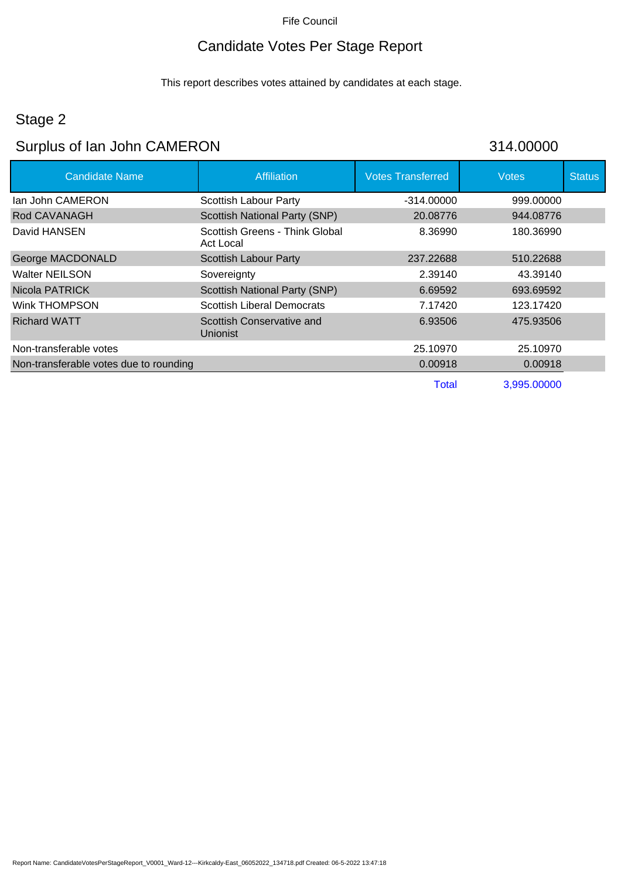Fife Council

# Candidate Votes Per Stage Report

This report describes votes attained by candidates at each stage.

## Stage 2

## Surplus of Ian John CAMERON 314.00000

| Candidate Name | Affiliation | Votes Transferred | Votes | Status |
|---|---|---|---|---|
| Ian John CAMERON | Scottish Labour Party | -314.00000 | 999.00000 | |
| Rod CAVANAGH | Scottish National Party (SNP) | 20.08776 | 944.08776 | |
| David HANSEN | Scottish Greens - Think Global Act Local | 8.36990 | 180.36990 | |
| George MACDONALD | Scottish Labour Party | 237.22688 | 510.22688 | |
| Walter NEILSON | Sovereignty | 2.39140 | 43.39140 | |
| Nicola PATRICK | Scottish National Party (SNP) | 6.69592 | 693.69592 | |
| Wink THOMPSON | Scottish Liberal Democrats | 7.17420 | 123.17420 | |
| Richard WATT | Scottish Conservative and Unionist | 6.93506 | 475.93506 | |
| Non-transferable votes | | 25.10970 | 25.10970 | |
| Non-transferable votes due to rounding | | 0.00918 | 0.00918 | |
| | | Total | 3,995.00000 | |

Report Name: CandidateVotesPerStageReport_V0001_Ward-12---Kirkcaldy-East_06052022_134718.pdf Created: 06-5-2022 13:47:18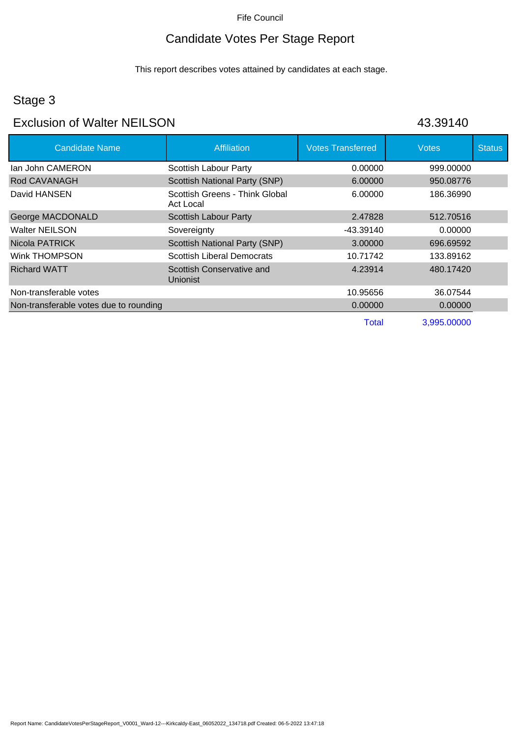Fife Council

# Candidate Votes Per Stage Report

This report describes votes attained by candidates at each stage.

## Stage 3

## Exclusion of Walter NEILSON — 43.39140

| Candidate Name | Affiliation | Votes Transferred | Votes | Status |
|---|---|---|---|---|
| Ian John CAMERON | Scottish Labour Party | 0.00000 | 999.00000 | |
| Rod CAVANAGH | Scottish National Party (SNP) | 6.00000 | 950.08776 | |
| David HANSEN | Scottish Greens - Think Global Act Local | 6.00000 | 186.36990 | |
| George MACDONALD | Scottish Labour Party | 2.47828 | 512.70516 | |
| Walter NEILSON | Sovereignty | -43.39140 | 0.00000 | |
| Nicola PATRICK | Scottish National Party (SNP) | 3.00000 | 696.69592 | |
| Wink THOMPSON | Scottish Liberal Democrats | 10.71742 | 133.89162 | |
| Richard WATT | Scottish Conservative and Unionist | 4.23914 | 480.17420 | |
| Non-transferable votes | | 10.95656 | 36.07544 | |
| Non-transferable votes due to rounding | | 0.00000 | 0.00000 | |
| | | Total | 3,995.00000 | |

Report Name: CandidateVotesPerStageReport_V0001_Ward-12---Kirkcaldy-East_06052022_134718.pdf Created: 06-5-2022 13:47:18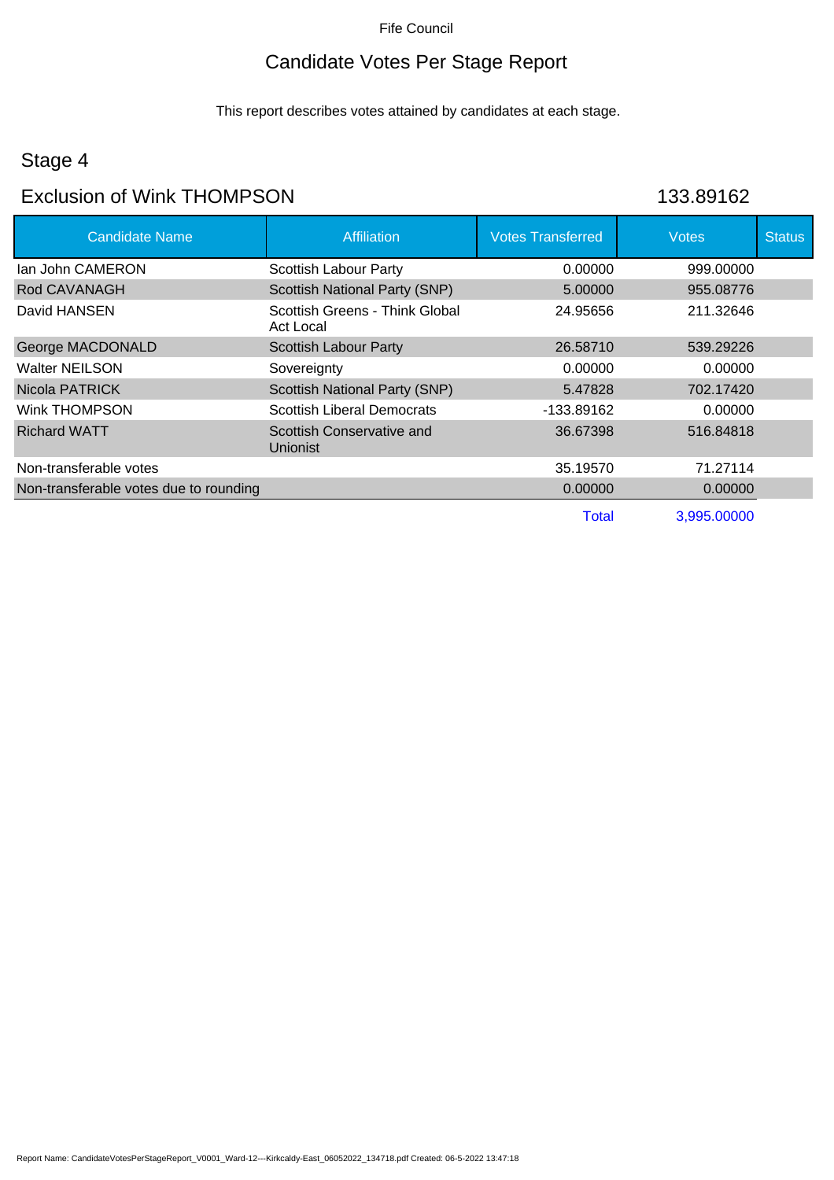Fife Council

# Candidate Votes Per Stage Report

This report describes votes attained by candidates at each stage.

## Stage 4

## Exclusion of Wink THOMPSON 133.89162

| Candidate Name | Affiliation | Votes Transferred | Votes | Status |
|---|---|---|---|---|
| Ian John CAMERON | Scottish Labour Party | 0.00000 | 999.00000 | |
| Rod CAVANAGH | Scottish National Party (SNP) | 5.00000 | 955.08776 | |
| David HANSEN | Scottish Greens - Think Global Act Local | 24.95656 | 211.32646 | |
| George MACDONALD | Scottish Labour Party | 26.58710 | 539.29226 | |
| Walter NEILSON | Sovereignty | 0.00000 | 0.00000 | |
| Nicola PATRICK | Scottish National Party (SNP) | 5.47828 | 702.17420 | |
| Wink THOMPSON | Scottish Liberal Democrats | -133.89162 | 0.00000 | |
| Richard WATT | Scottish Conservative and Unionist | 36.67398 | 516.84818 | |
| Non-transferable votes | | 35.19570 | 71.27114 | |
| Non-transferable votes due to rounding | | 0.00000 | 0.00000 | |
| | | Total | 3,995.00000 | |

Report Name: CandidateVotesPerStageReport_V0001_Ward-12---Kirkcaldy-East_06052022_134718.pdf Created: 06-5-2022 13:47:18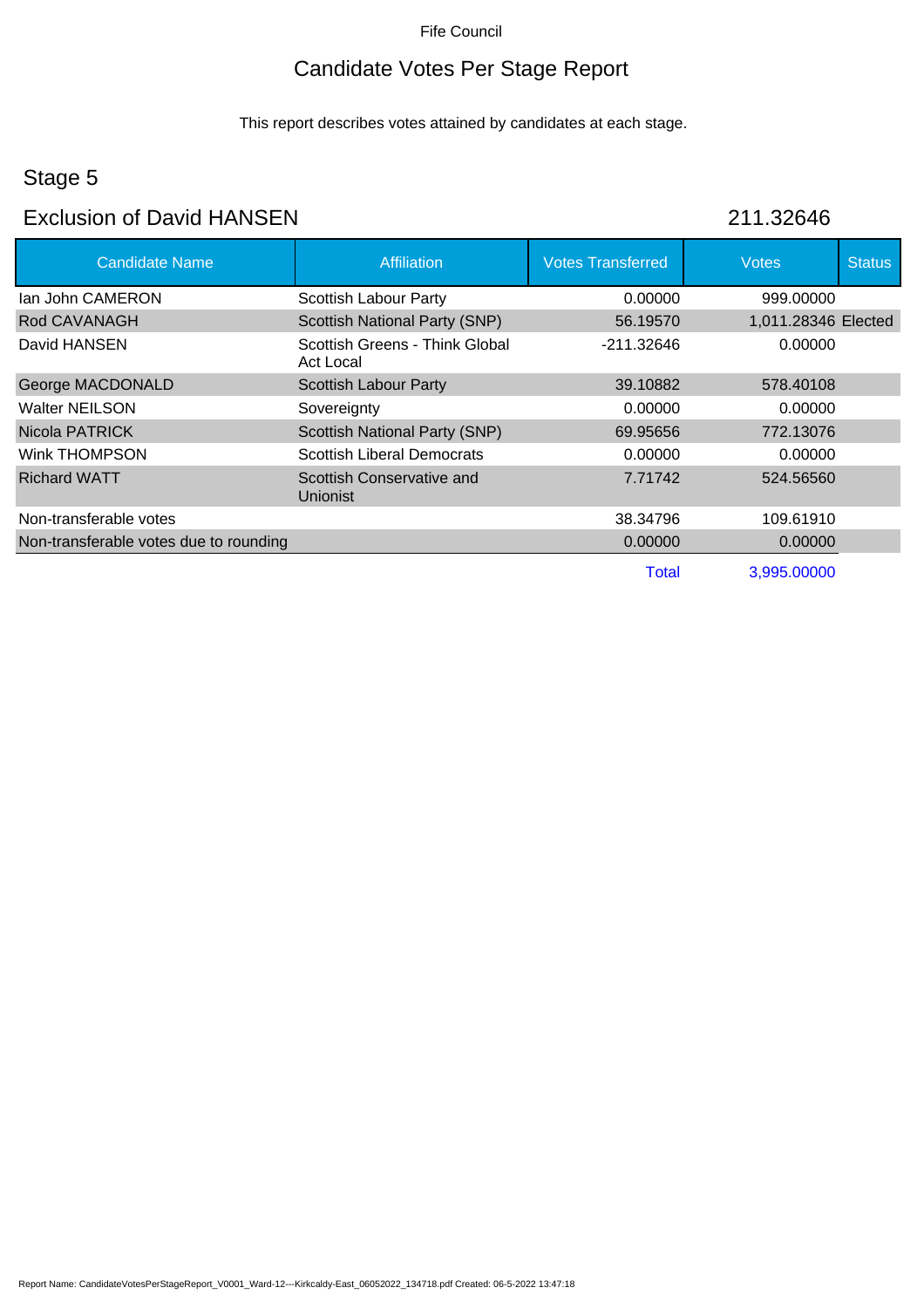Fife Council

# Candidate Votes Per Stage Report

This report describes votes attained by candidates at each stage.

## Stage 5

## Exclusion of David HANSEN 211.32646

| Candidate Name | Affiliation | Votes Transferred | Votes | Status |
|---|---|---|---|---|
| Ian John CAMERON | Scottish Labour Party | 0.00000 | 999.00000 | |
| Rod CAVANAGH | Scottish National Party (SNP) | 56.19570 | 1,011.28346 | Elected |
| David HANSEN | Scottish Greens - Think Global Act Local | -211.32646 | 0.00000 | |
| George MACDONALD | Scottish Labour Party | 39.10882 | 578.40108 | |
| Walter NEILSON | Sovereignty | 0.00000 | 0.00000 | |
| Nicola PATRICK | Scottish National Party (SNP) | 69.95656 | 772.13076 | |
| Wink THOMPSON | Scottish Liberal Democrats | 0.00000 | 0.00000 | |
| Richard WATT | Scottish Conservative and Unionist | 7.71742 | 524.56560 | |
| Non-transferable votes | | 38.34796 | 109.61910 | |
| Non-transferable votes due to rounding | | 0.00000 | 0.00000 | |
| | | Total | 3,995.00000 | |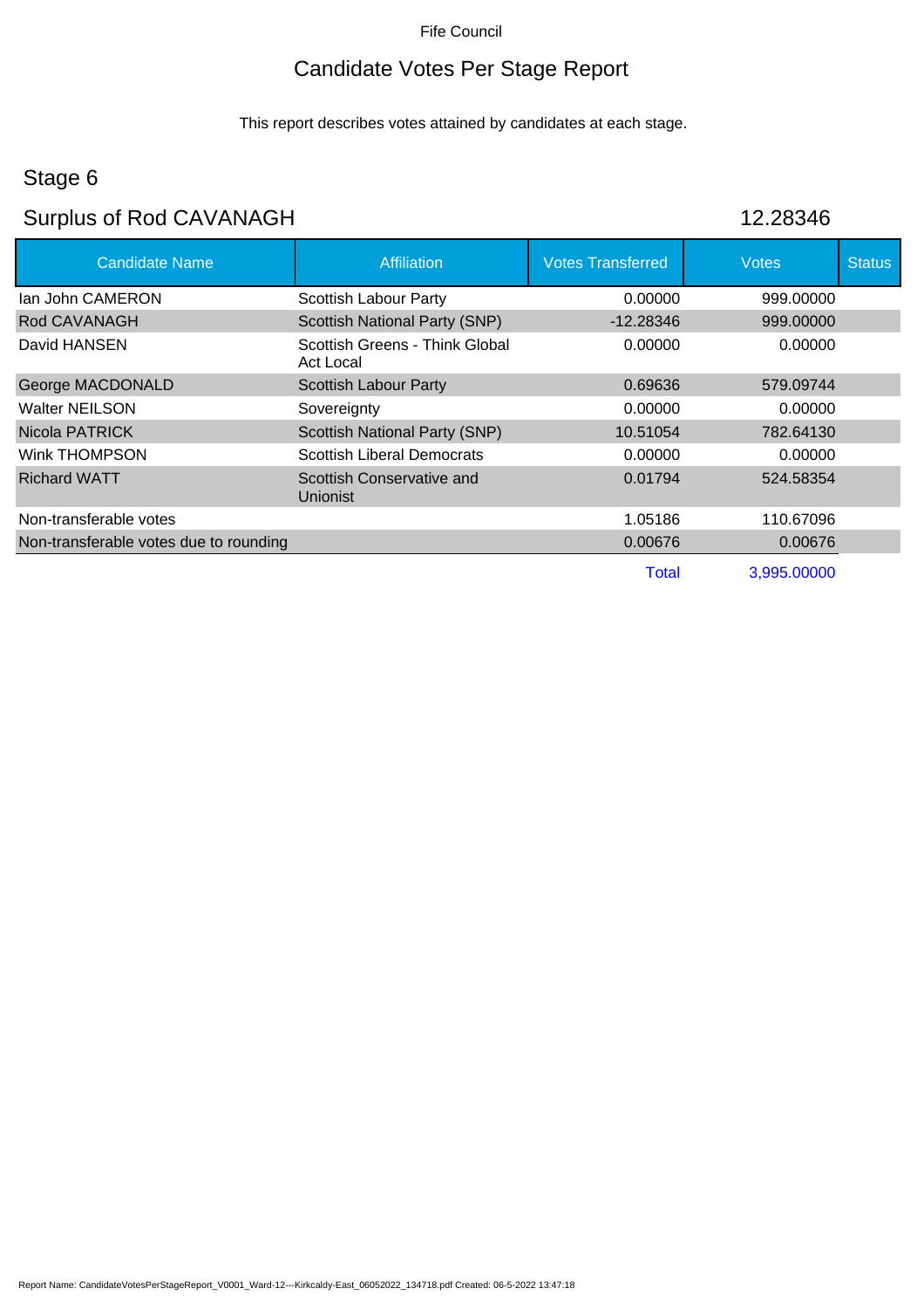Fife Council

# Candidate Votes Per Stage Report

This report describes votes attained by candidates at each stage.

## Stage 6

## Surplus of Rod CAVANAGH — 12.28346

| Candidate Name | Affiliation | Votes Transferred | Votes | Status |
|---|---|---|---|---|
| Ian John CAMERON | Scottish Labour Party | 0.00000 | 999.00000 | |
| Rod CAVANAGH | Scottish National Party (SNP) | -12.28346 | 999.00000 | |
| David HANSEN | Scottish Greens - Think Global Act Local | 0.00000 | 0.00000 | |
| George MACDONALD | Scottish Labour Party | 0.69636 | 579.09744 | |
| Walter NEILSON | Sovereignty | 0.00000 | 0.00000 | |
| Nicola PATRICK | Scottish National Party (SNP) | 10.51054 | 782.64130 | |
| Wink THOMPSON | Scottish Liberal Democrats | 0.00000 | 0.00000 | |
| Richard WATT | Scottish Conservative and Unionist | 0.01794 | 524.58354 | |
| Non-transferable votes | | 1.05186 | 110.67096 | |
| Non-transferable votes due to rounding | | 0.00676 | 0.00676 | |
| | | Total | 3,995.00000 | |

Report Name: CandidateVotesPerStageReport_V0001_Ward-12---Kirkcaldy-East_06052022_134718.pdf Created: 06-5-2022 13:47:18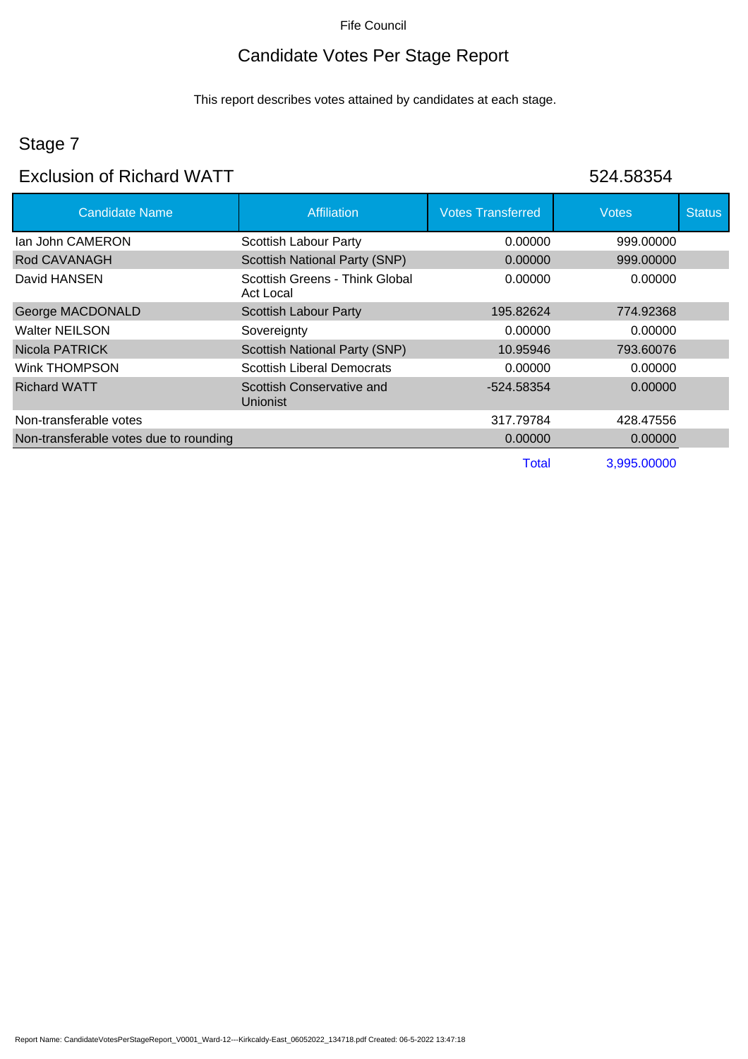Fife Council

# Candidate Votes Per Stage Report

This report describes votes attained by candidates at each stage.

## Stage 7

## Exclusion of Richard WATT — 524.58354

| Candidate Name | Affiliation | Votes Transferred | Votes | Status |
|---|---|---|---|---|
| Ian John CAMERON | Scottish Labour Party | 0.00000 | 999.00000 | |
| Rod CAVANAGH | Scottish National Party (SNP) | 0.00000 | 999.00000 | |
| David HANSEN | Scottish Greens - Think Global Act Local | 0.00000 | 0.00000 | |
| George MACDONALD | Scottish Labour Party | 195.82624 | 774.92368 | |
| Walter NEILSON | Sovereignty | 0.00000 | 0.00000 | |
| Nicola PATRICK | Scottish National Party (SNP) | 10.95946 | 793.60076 | |
| Wink THOMPSON | Scottish Liberal Democrats | 0.00000 | 0.00000 | |
| Richard WATT | Scottish Conservative and Unionist | -524.58354 | 0.00000 | |
| Non-transferable votes | | 317.79784 | 428.47556 | |
| Non-transferable votes due to rounding | | 0.00000 | 0.00000 | |
| | | Total | 3,995.00000 | |

Report Name: CandidateVotesPerStageReport_V0001_Ward-12---Kirkcaldy-East_06052022_134718.pdf Created: 06-5-2022 13:47:18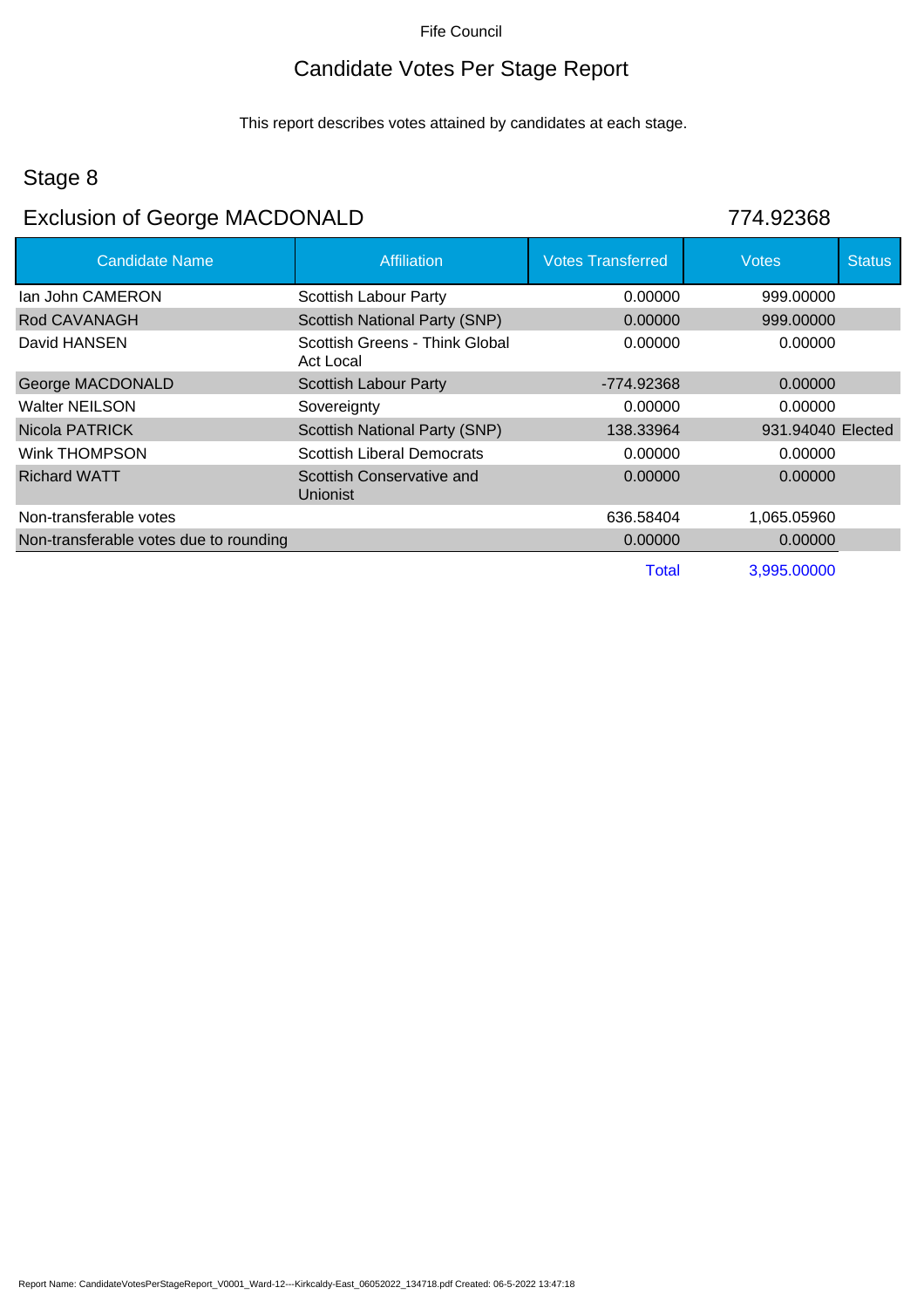Fife Council

# Candidate Votes Per Stage Report

This report describes votes attained by candidates at each stage.

## Stage 8

## Exclusion of George MACDONALD 774.92368

| Candidate Name | Affiliation | Votes Transferred | Votes | Status |
|---|---|---|---|---|
| Ian John CAMERON | Scottish Labour Party | 0.00000 | 999.00000 | |
| Rod CAVANAGH | Scottish National Party (SNP) | 0.00000 | 999.00000 | |
| David HANSEN | Scottish Greens - Think Global Act Local | 0.00000 | 0.00000 | |
| George MACDONALD | Scottish Labour Party | -774.92368 | 0.00000 | |
| Walter NEILSON | Sovereignty | 0.00000 | 0.00000 | |
| Nicola PATRICK | Scottish National Party (SNP) | 138.33964 | 931.94040 | Elected |
| Wink THOMPSON | Scottish Liberal Democrats | 0.00000 | 0.00000 | |
| Richard WATT | Scottish Conservative and Unionist | 0.00000 | 0.00000 | |
| Non-transferable votes | | 636.58404 | 1,065.05960 | |
| Non-transferable votes due to rounding | | 0.00000 | 0.00000 | |
| | | Total | 3,995.00000 | |

Report Name: CandidateVotesPerStageReport_V0001_Ward-12---Kirkcaldy-East_06052022_134718.pdf Created: 06-5-2022 13:47:18